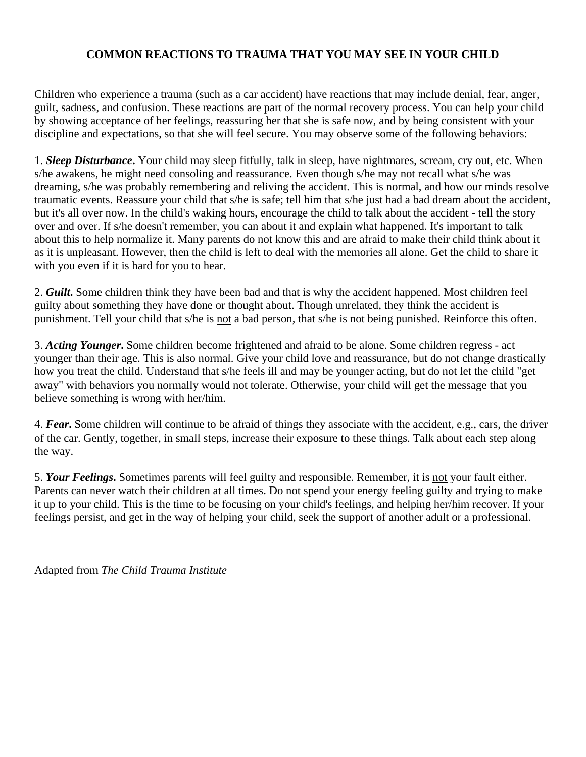# COMMON REACTIONS TO TRAUMA THAT YOU MAY SEE IN YOUR CHILD

Children who experience a trauma (such as a car accident) have reactions that may include denial, fear, anger, guilt, sadness, and confusion. These reactions are part of the normal recovery process. You can help your child by showing acceptance of her feelings, reassuring her that she is safe now, and by being consistent with your discipline and expectations, so that she will feel secure. You may observe some of the following behaviors:

1. ***Sleep Disturbance*.** Your child may sleep fitfully, talk in sleep, have nightmares, scream, cry out, etc. When s/he awakens, he might need consoling and reassurance. Even though s/he may not recall what s/he was dreaming, s/he was probably remembering and reliving the accident. This is normal, and how our minds resolve traumatic events. Reassure your child that s/he is safe; tell him that s/he just had a bad dream about the accident, but it's all over now. In the child's waking hours, encourage the child to talk about the accident - tell the story over and over. If s/he doesn't remember, you can about it and explain what happened. It's important to talk about this to help normalize it. Many parents do not know this and are afraid to make their child think about it as it is unpleasant. However, then the child is left to deal with the memories all alone. Get the child to share it with you even if it is hard for you to hear.

2. ***Guilt*.** Some children think they have been bad and that is why the accident happened. Most children feel guilty about something they have done or thought about. Though unrelated, they think the accident is punishment. Tell your child that s/he is <u>not</u> a bad person, that s/he is not being punished. Reinforce this often.

3. ***Acting Younger*.** Some children become frightened and afraid to be alone. Some children regress - act younger than their age. This is also normal. Give your child love and reassurance, but do not change drastically how you treat the child. Understand that s/he feels ill and may be younger acting, but do not let the child "get away" with behaviors you normally would not tolerate. Otherwise, your child will get the message that you believe something is wrong with her/him.

4. ***Fear*.** Some children will continue to be afraid of things they associate with the accident, e.g., cars, the driver of the car. Gently, together, in small steps, increase their exposure to these things. Talk about each step along the way.

5. ***Your Feelings*.** Sometimes parents will feel guilty and responsible. Remember, it is <u>not</u> your fault either. Parents can never watch their children at all times. Do not spend your energy feeling guilty and trying to make it up to your child. This is the time to be focusing on your child's feelings, and helping her/him recover. If your feelings persist, and get in the way of helping your child, seek the support of another adult or a professional.

Adapted from *The Child Trauma Institute*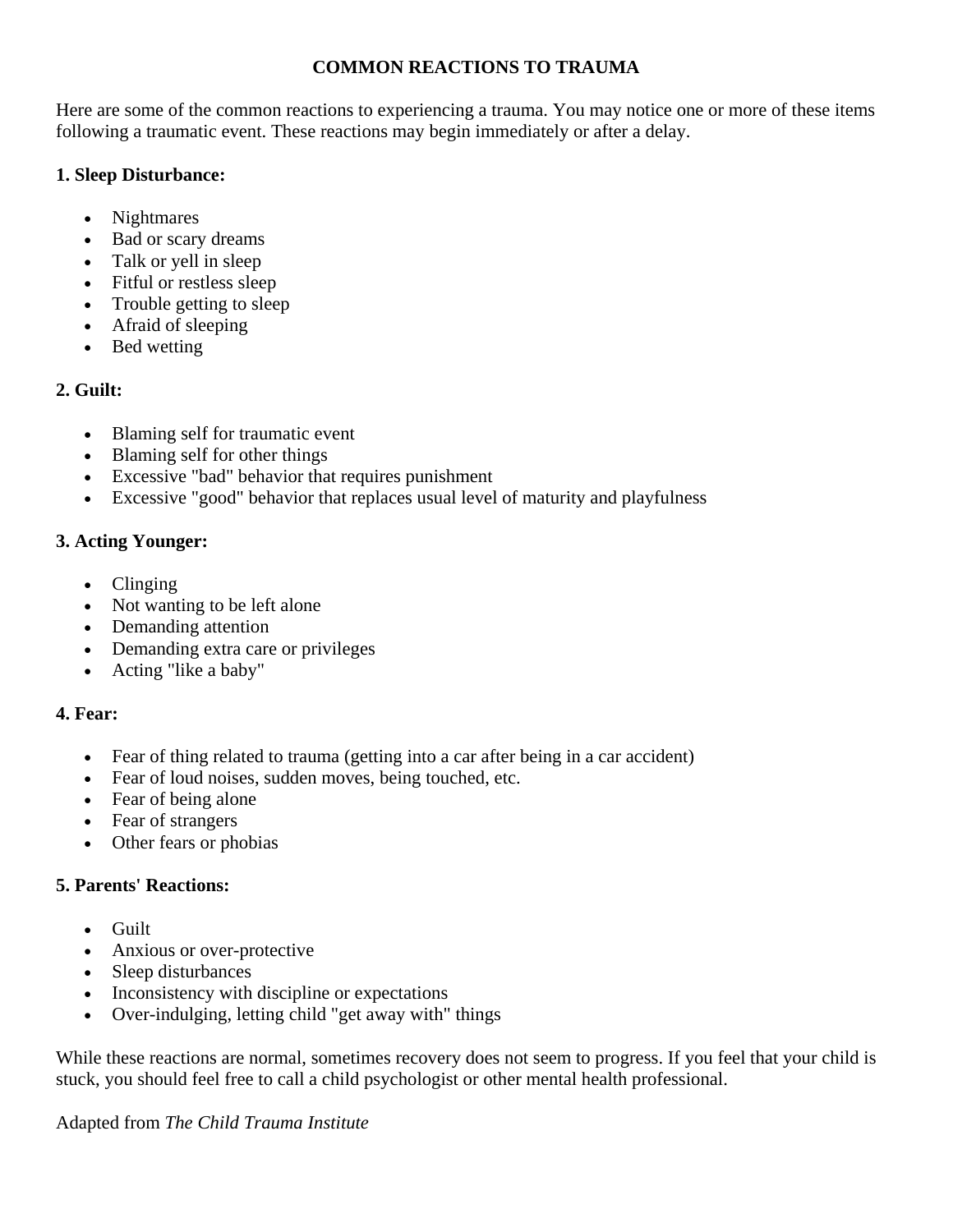# COMMON REACTIONS TO TRAUMA

Here are some of the common reactions to experiencing a trauma. You may notice one or more of these items following a traumatic event. These reactions may begin immediately or after a delay.

**1. Sleep Disturbance:**

- Nightmares
- Bad or scary dreams
- Talk or yell in sleep
- Fitful or restless sleep
- Trouble getting to sleep
- Afraid of sleeping
- Bed wetting

**2. Guilt:**

- Blaming self for traumatic event
- Blaming self for other things
- Excessive "bad" behavior that requires punishment
- Excessive "good" behavior that replaces usual level of maturity and playfulness

**3. Acting Younger:**

- Clinging
- Not wanting to be left alone
- Demanding attention
- Demanding extra care or privileges
- Acting "like a baby"

**4. Fear:**

- Fear of thing related to trauma (getting into a car after being in a car accident)
- Fear of loud noises, sudden moves, being touched, etc.
- Fear of being alone
- Fear of strangers
- Other fears or phobias

**5. Parents' Reactions:**

- Guilt
- Anxious or over-protective
- Sleep disturbances
- Inconsistency with discipline or expectations
- Over-indulging, letting child "get away with" things

While these reactions are normal, sometimes recovery does not seem to progress. If you feel that your child is stuck, you should feel free to call a child psychologist or other mental health professional.

Adapted from *The Child Trauma Institute*